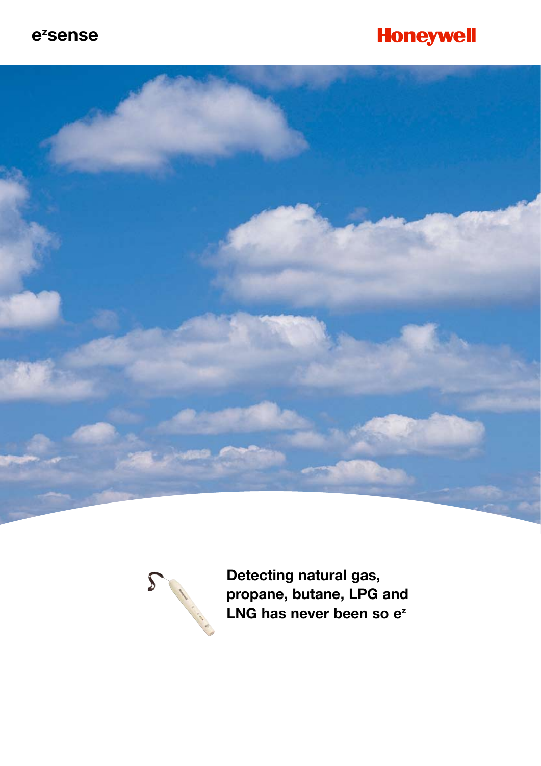e$^z$sense

Honeywell

**Detecting natural gas, propane, butane, LPG and LNG has never been so e$^z$**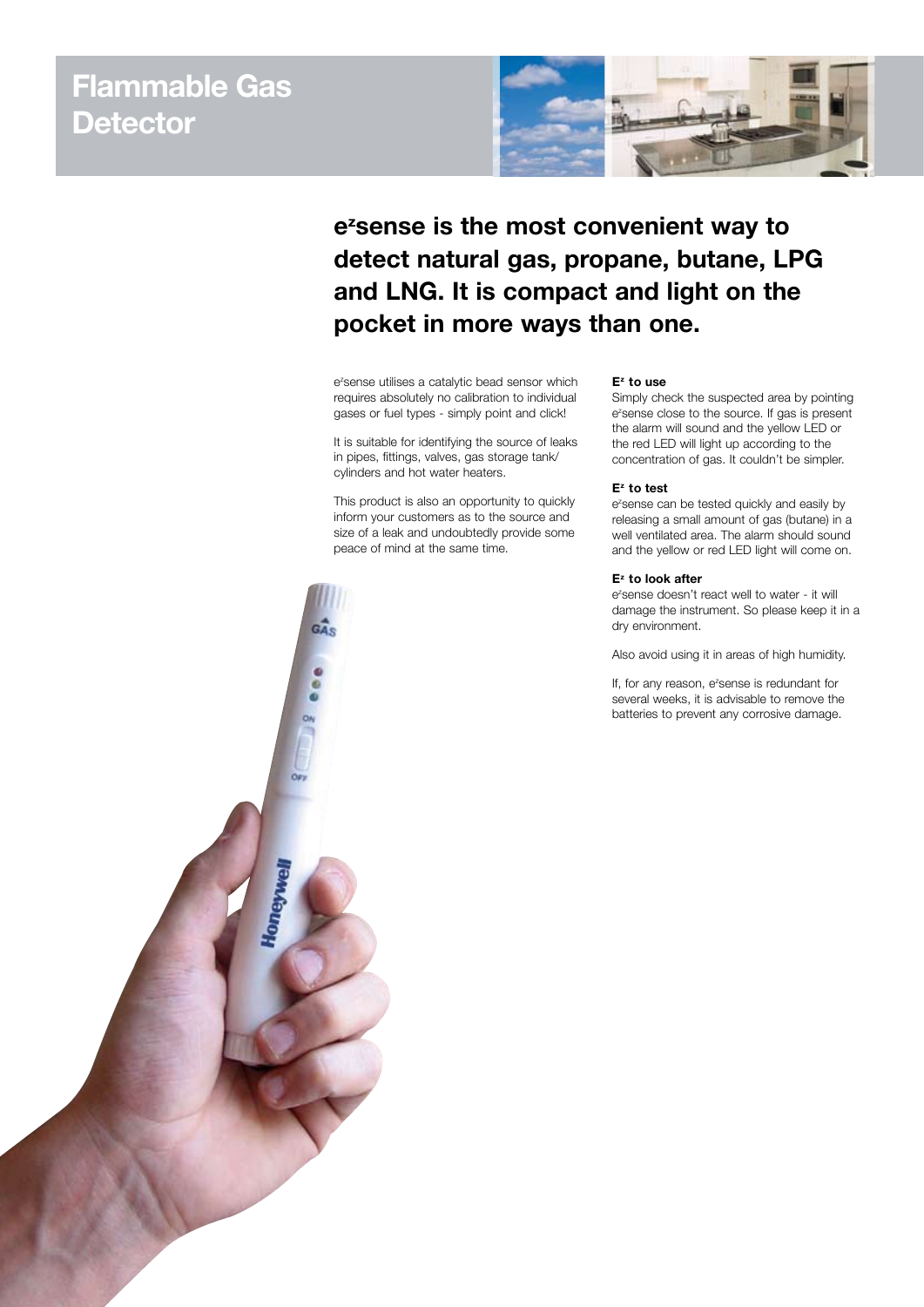# Flammable Gas Detector

## e$^z$sense is the most convenient way to detect natural gas, propane, butane, LPG and LNG. It is compact and light on the pocket in more ways than one.

e$^z$sense utilises a catalytic bead sensor which requires absolutely no calibration to individual gases or fuel types - simply point and click!

It is suitable for identifying the source of leaks in pipes, fittings, valves, gas storage tank/cylinders and hot water heaters.

This product is also an opportunity to quickly inform your customers as to the source and size of a leak and undoubtedly provide some peace of mind at the same time.

**E$^z$ to use**

Simply check the suspected area by pointing e$^z$sense close to the source. If gas is present the alarm will sound and the yellow LED or the red LED will light up according to the concentration of gas. It couldn't be simpler.

**E$^z$ to test**

e$^z$sense can be tested quickly and easily by releasing a small amount of gas (butane) in a well ventilated area. The alarm should sound and the yellow or red LED light will come on.

**E$^z$ to look after**

e$^z$sense doesn't react well to water - it will damage the instrument. So please keep it in a dry environment.

Also avoid using it in areas of high humidity.

If, for any reason, e$^z$sense is redundant for several weeks, it is advisable to remove the batteries to prevent any corrosive damage.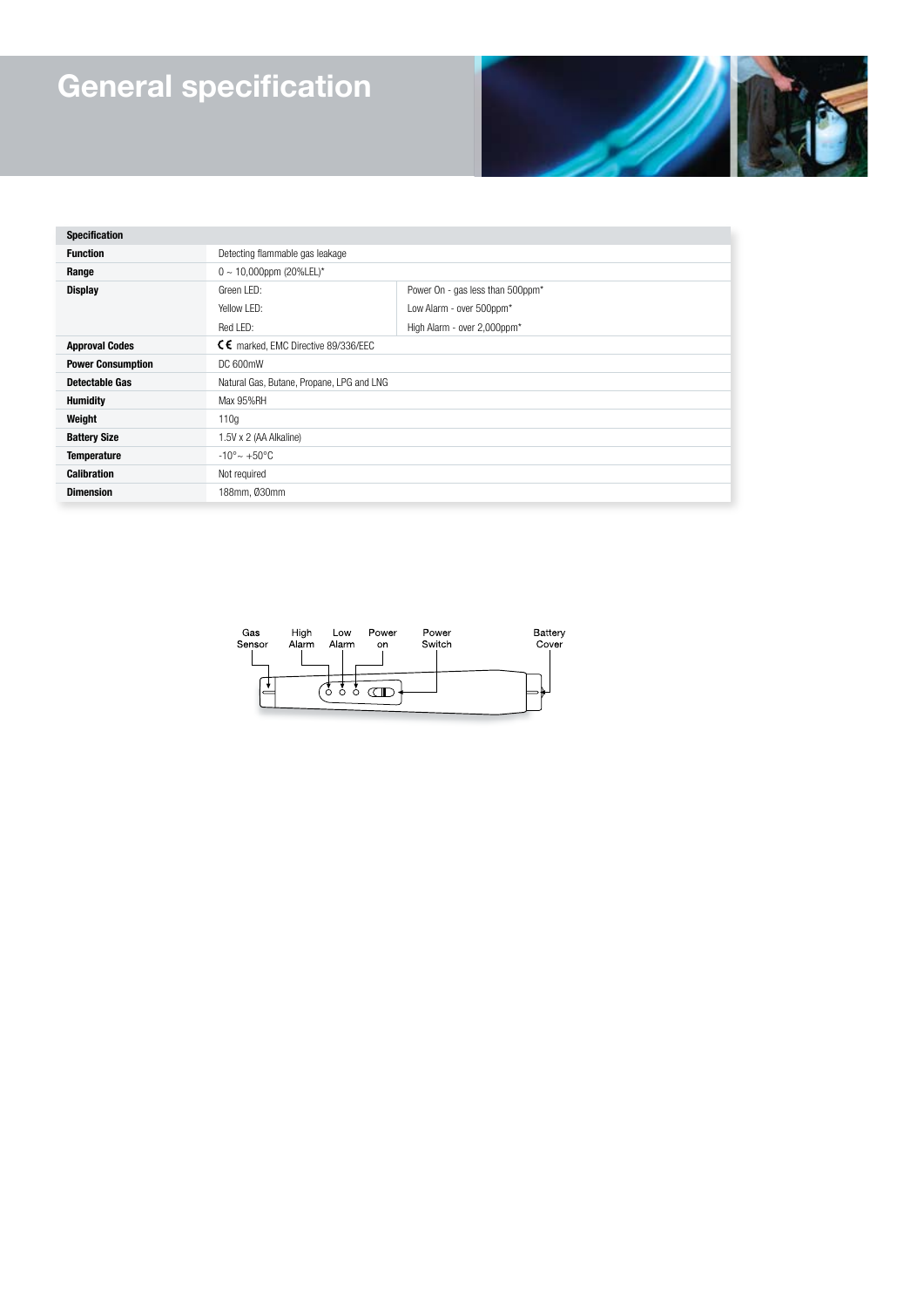# General specification

| Specification | | |
|---|---|---|
| **Function** | Detecting flammable gas leakage | |
| **Range** | 0 ~ 10,000ppm (20%LEL)* | |
| **Display** | Green LED: | Power On - gas less than 500ppm* |
| | Yellow LED: | Low Alarm - over 500ppm* |
| | Red LED: | High Alarm - over 2,000ppm* |
| **Approval Codes** | CE marked, EMC Directive 89/336/EEC | |
| **Power Consumption** | DC 600mW | |
| **Detectable Gas** | Natural Gas, Butane, Propane, LPG and LNG | |
| **Humidity** | Max 95%RH | |
| **Weight** | 110g | |
| **Battery Size** | 1.5V x 2 (AA Alkaline) | |
| **Temperature** | -10°~ +50°C | |
| **Calibration** | Not required | |
| **Dimension** | 188mm, Ø30mm | |

Gas Sensor | High Alarm | Low Alarm | Power on | Power Switch | Battery Cover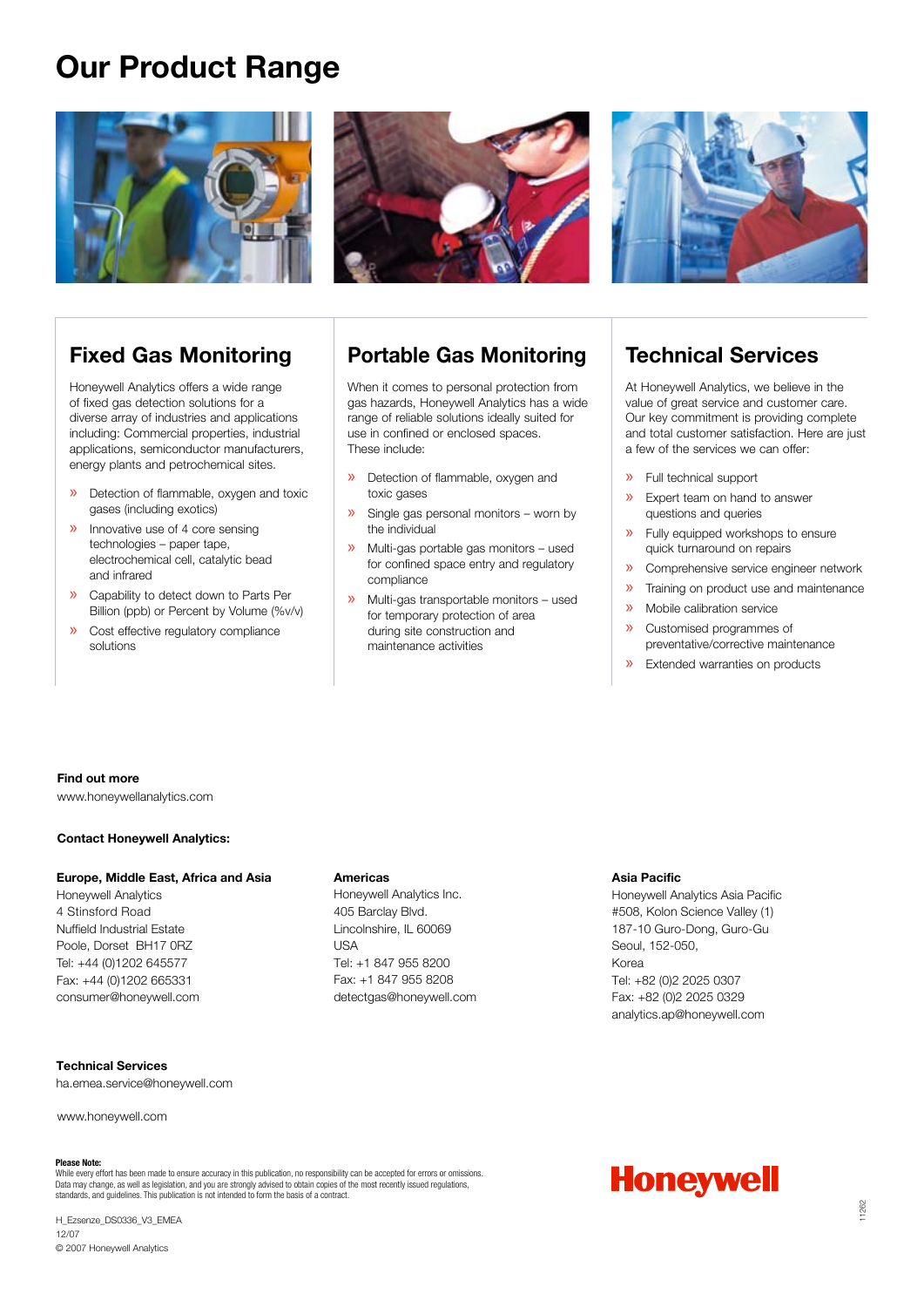# Our Product Range

## Fixed Gas Monitoring

Honeywell Analytics offers a wide range of fixed gas detection solutions for a diverse array of industries and applications including: Commercial properties, industrial applications, semiconductor manufacturers, energy plants and petrochemical sites.

- Detection of flammable, oxygen and toxic gases (including exotics)
- Innovative use of 4 core sensing technologies – paper tape, electrochemical cell, catalytic bead and infrared
- Capability to detect down to Parts Per Billion (ppb) or Percent by Volume (%v/v)
- Cost effective regulatory compliance solutions

## Portable Gas Monitoring

When it comes to personal protection from gas hazards, Honeywell Analytics has a wide range of reliable solutions ideally suited for use in confined or enclosed spaces. These include:

- Detection of flammable, oxygen and toxic gases
- Single gas personal monitors – worn by the individual
- Multi-gas portable gas monitors – used for confined space entry and regulatory compliance
- Multi-gas transportable monitors – used for temporary protection of area during site construction and maintenance activities

## Technical Services

At Honeywell Analytics, we believe in the value of great service and customer care. Our key commitment is providing complete and total customer satisfaction. Here are just a few of the services we can offer:

- Full technical support
- Expert team on hand to answer questions and queries
- Fully equipped workshops to ensure quick turnaround on repairs
- Comprehensive service engineer network
- Training on product use and maintenance
- Mobile calibration service
- Customised programmes of preventative/corrective maintenance
- Extended warranties on products

**Find out more**
www.honeywellanalytics.com

**Contact Honeywell Analytics:**

**Europe, Middle East, Africa and Asia**
Honeywell Analytics
4 Stinsford Road
Nuffield Industrial Estate
Poole, Dorset BH17 0RZ
Tel: +44 (0)1202 645577
Fax: +44 (0)1202 665331
consumer@honeywell.com

**Americas**
Honeywell Analytics Inc.
405 Barclay Blvd.
Lincolnshire, IL 60069
USA
Tel: +1 847 955 8200
Fax: +1 847 955 8208
detectgas@honeywell.com

**Asia Pacific**
Honeywell Analytics Asia Pacific
#508, Kolon Science Valley (1)
187-10 Guro-Dong, Guro-Gu
Seoul, 152-050,
Korea
Tel: +82 (0)2 2025 0307
Fax: +82 (0)2 2025 0329
analytics.ap@honeywell.com

**Technical Services**
ha.emea.service@honeywell.com

www.honeywell.com

**Please Note:**
While every effort has been made to ensure accuracy in this publication, no responsibility can be accepted for errors or omissions. Data may change, as well as legislation, and you are strongly advised to obtain copies of the most recently issued regulations, standards, and guidelines. This publication is not intended to form the basis of a contract.

H_Ezsenze_DS0336_V3_EMEA
12/07
© 2007 Honeywell Analytics

Honeywell

11262